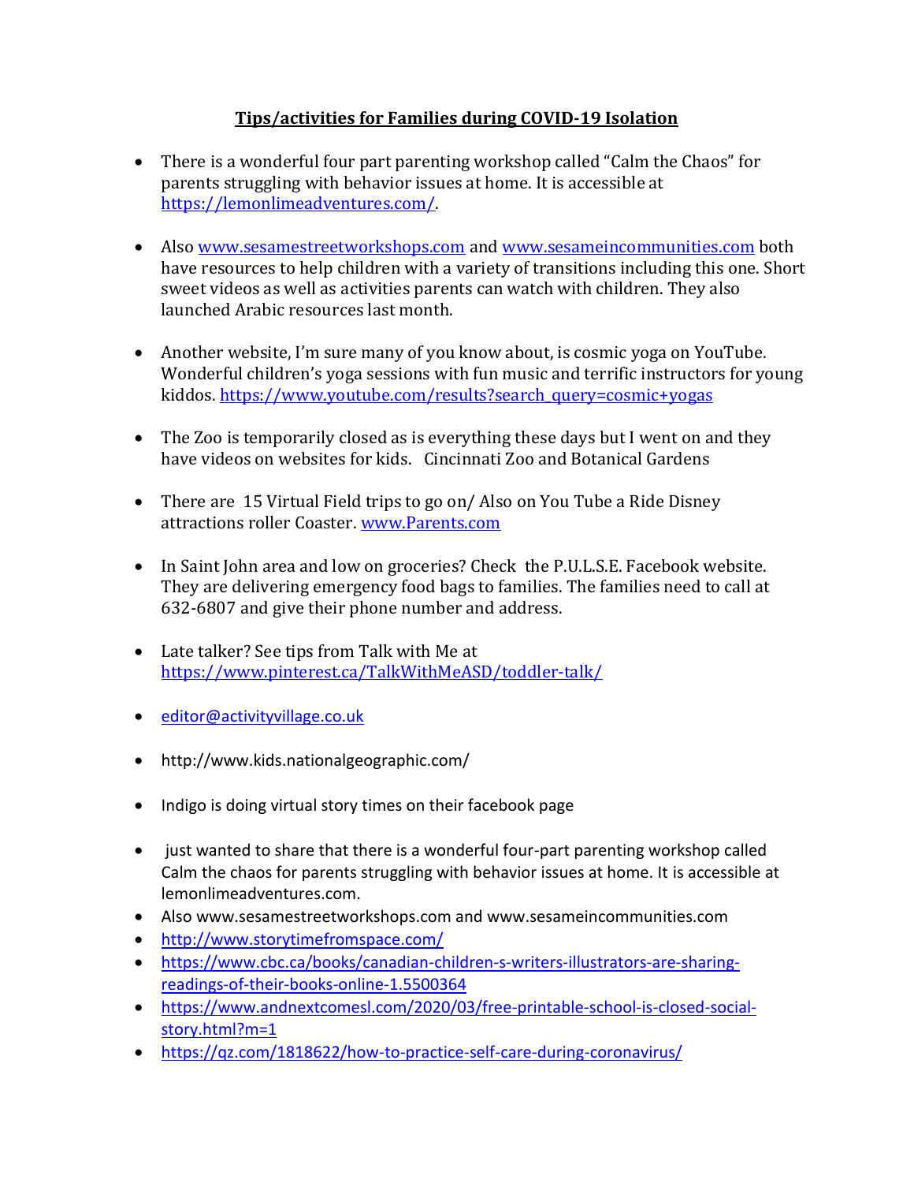# Tips/activities for Families during COVID-19 Isolation

- There is a wonderful four part parenting workshop called "Calm the Chaos" for parents struggling with behavior issues at home. It is accessible at https://lemonlimeadventures.com/.

- Also www.sesamestreetworkshops.com and www.sesameincommunities.com both have resources to help children with a variety of transitions including this one. Short sweet videos as well as activities parents can watch with children. They also launched Arabic resources last month.

- Another website, I'm sure many of you know about, is cosmic yoga on YouTube. Wonderful children's yoga sessions with fun music and terrific instructors for young kiddos. https://www.youtube.com/results?search_query=cosmic+yogas

- The Zoo is temporarily closed as is everything these days but I went on and they have videos on websites for kids. Cincinnati Zoo and Botanical Gardens

- There are 15 Virtual Field trips to go on/ Also on You Tube a Ride Disney attractions roller Coaster. www.Parents.com

- In Saint John area and low on groceries? Check the P.U.L.S.E. Facebook website. They are delivering emergency food bags to families. The families need to call at 632-6807 and give their phone number and address.

- Late talker? See tips from Talk with Me at https://www.pinterest.ca/TalkWithMeASD/toddler-talk/

- editor@activityvillage.co.uk

- http://www.kids.nationalgeographic.com/

- Indigo is doing virtual story times on their facebook page

- just wanted to share that there is a wonderful four-part parenting workshop called Calm the chaos for parents struggling with behavior issues at home. It is accessible at lemonlimeadventures.com.
- Also www.sesamestreetworkshops.com and www.sesameincommunities.com
- http://www.storytimefromspace.com/
- https://www.cbc.ca/books/canadian-children-s-writers-illustrators-are-sharing-readings-of-their-books-online-1.5500364
- https://www.andnextcomesl.com/2020/03/free-printable-school-is-closed-social-story.html?m=1
- https://qz.com/1818622/how-to-practice-self-care-during-coronavirus/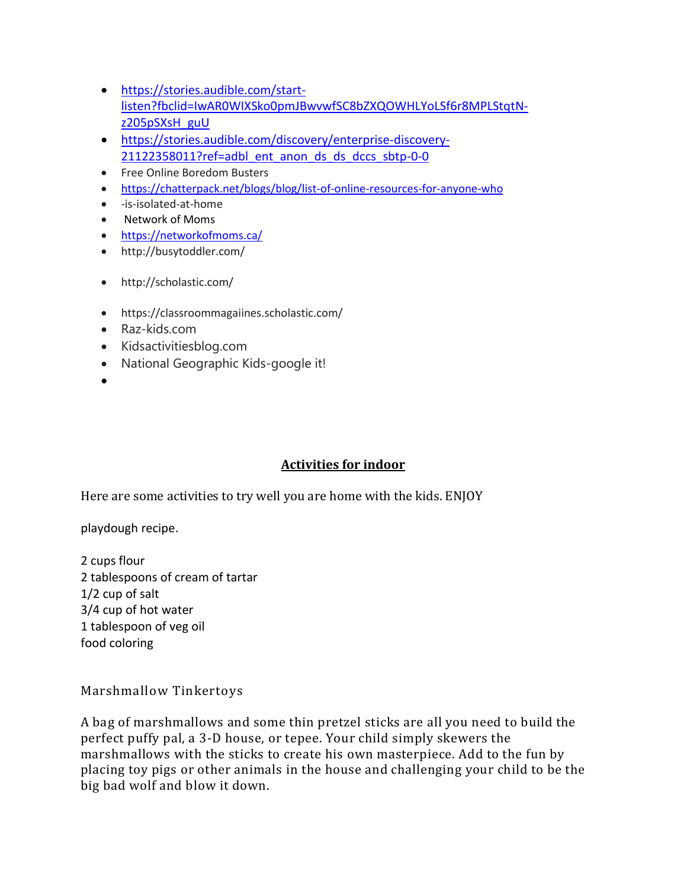- https://stories.audible.com/start-listen?fbclid=IwAR0WIXSko0pmJBwvwfSC8bZXQOWHLYoLSf6r8MPLStqtN-z205pSXsH_guU
- https://stories.audible.com/discovery/enterprise-discovery-21122358011?ref=adbl_ent_anon_ds_ds_dccs_sbtp-0-0
- Free Online Boredom Busters
- https://chatterpack.net/blogs/blog/list-of-online-resources-for-anyone-who
- -is-isolated-at-home
- Network of Moms
- https://networkofmoms.ca/
- http://busytoddler.com/
- http://scholastic.com/
- https://classroommagaiines.scholastic.com/
- Raz-kids.com
- Kidsactivitiesblog.com
- National Geographic Kids-google it!
-

## Activities for indoor

Here are some activities to try well you are home with the kids. ENJOY

playdough recipe.

2 cups flour
2 tablespoons of cream of tartar
1/2 cup of salt
3/4 cup of hot water
1 tablespoon of veg oil
food coloring

Marshmallow Tinkertoys

A bag of marshmallows and some thin pretzel sticks are all you need to build the perfect puffy pal, a 3-D house, or tepee. Your child simply skewers the marshmallows with the sticks to create his own masterpiece. Add to the fun by placing toy pigs or other animals in the house and challenging your child to be the big bad wolf and blow it down.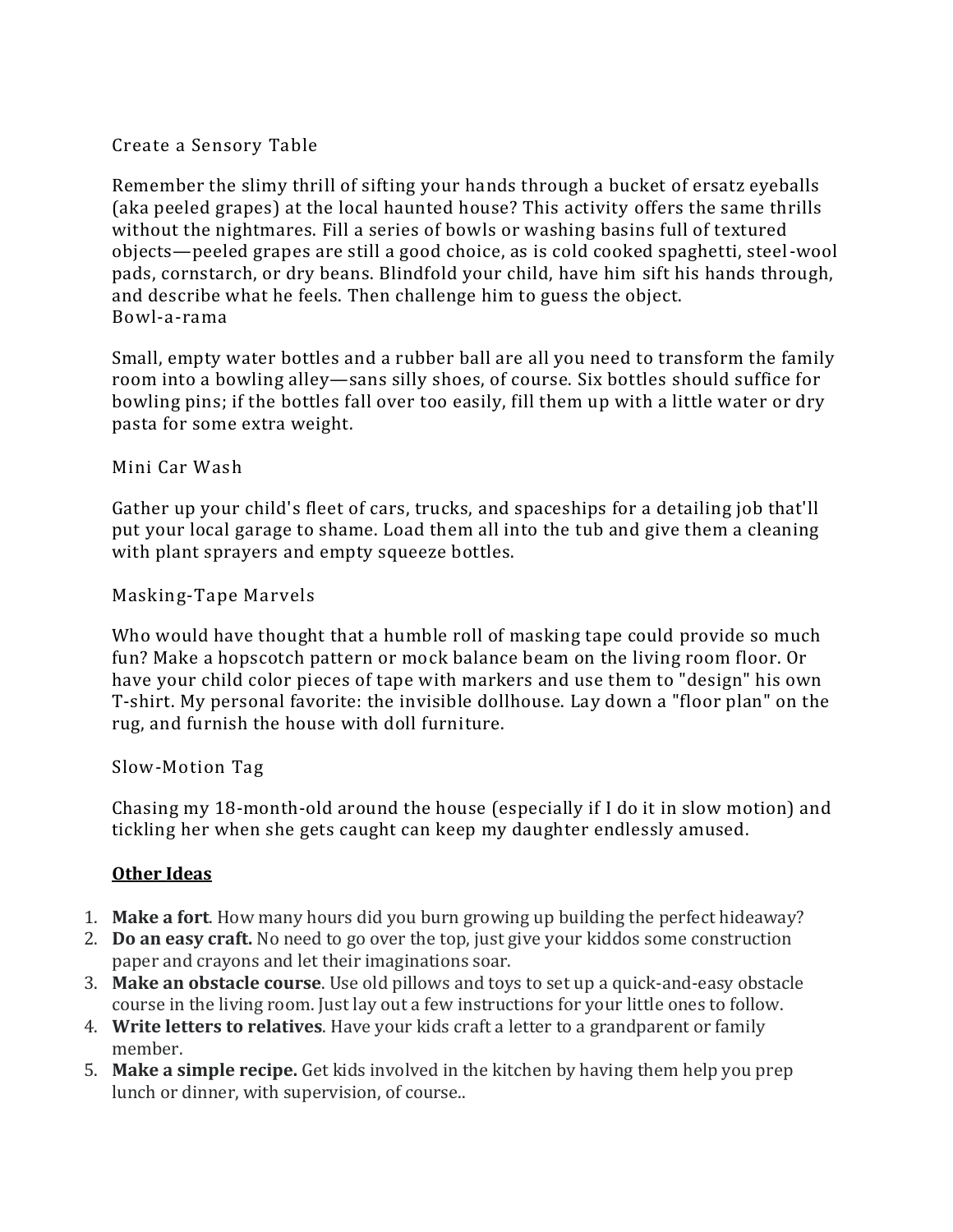### Create a Sensory Table

Remember the slimy thrill of sifting your hands through a bucket of ersatz eyeballs (aka peeled grapes) at the local haunted house? This activity offers the same thrills without the nightmares. Fill a series of bowls or washing basins full of textured objects—peeled grapes are still a good choice, as is cold cooked spaghetti, steel-wool pads, cornstarch, or dry beans. Blindfold your child, have him sift his hands through, and describe what he feels. Then challenge him to guess the object.

### Bowl-a-rama

Small, empty water bottles and a rubber ball are all you need to transform the family room into a bowling alley—sans silly shoes, of course. Six bottles should suffice for bowling pins; if the bottles fall over too easily, fill them up with a little water or dry pasta for some extra weight.

### Mini Car Wash

Gather up your child's fleet of cars, trucks, and spaceships for a detailing job that'll put your local garage to shame. Load them all into the tub and give them a cleaning with plant sprayers and empty squeeze bottles.

### Masking-Tape Marvels

Who would have thought that a humble roll of masking tape could provide so much fun? Make a hopscotch pattern or mock balance beam on the living room floor. Or have your child color pieces of tape with markers and use them to "design" his own T-shirt. My personal favorite: the invisible dollhouse. Lay down a "floor plan" on the rug, and furnish the house with doll furniture.

### Slow-Motion Tag

Chasing my 18-month-old around the house (especially if I do it in slow motion) and tickling her when she gets caught can keep my daughter endlessly amused.

**<u>Other Ideas</u>**

1. **Make a fort**. How many hours did you burn growing up building the perfect hideaway?
2. **Do an easy craft.** No need to go over the top, just give your kiddos some construction paper and crayons and let their imaginations soar.
3. **Make an obstacle course**. Use old pillows and toys to set up a quick-and-easy obstacle course in the living room. Just lay out a few instructions for your little ones to follow.
4. **Write letters to relatives**. Have your kids craft a letter to a grandparent or family member.
5. **Make a simple recipe.** Get kids involved in the kitchen by having them help you prep lunch or dinner, with supervision, of course..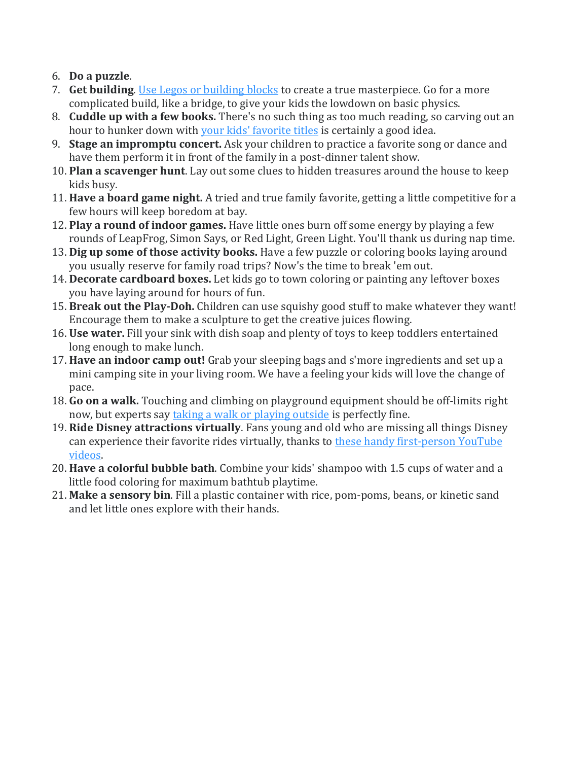6. **Do a puzzle**.
7. **Get building**. [Use Legos or building blocks] to create a true masterpiece. Go for a more complicated build, like a bridge, to give your kids the lowdown on basic physics.
8. **Cuddle up with a few books.** There's no such thing as too much reading, so carving out an hour to hunker down with [your kids' favorite titles] is certainly a good idea.
9. **Stage an impromptu concert.** Ask your children to practice a favorite song or dance and have them perform it in front of the family in a post-dinner talent show.
10. **Plan a scavenger hunt**. Lay out some clues to hidden treasures around the house to keep kids busy.
11. **Have a board game night.** A tried and true family favorite, getting a little competitive for a few hours will keep boredom at bay.
12. **Play a round of indoor games.** Have little ones burn off some energy by playing a few rounds of LeapFrog, Simon Says, or Red Light, Green Light. You'll thank us during nap time.
13. **Dig up some of those activity books.** Have a few puzzle or coloring books laying around you usually reserve for family road trips? Now's the time to break 'em out.
14. **Decorate cardboard boxes.** Let kids go to town coloring or painting any leftover boxes you have laying around for hours of fun.
15. **Break out the Play-Doh.** Children can use squishy good stuff to make whatever they want! Encourage them to make a sculpture to get the creative juices flowing.
16. **Use water.** Fill your sink with dish soap and plenty of toys to keep toddlers entertained long enough to make lunch.
17. **Have an indoor camp out!** Grab your sleeping bags and s'more ingredients and set up a mini camping site in your living room. We have a feeling your kids will love the change of pace.
18. **Go on a walk.** Touching and climbing on playground equipment should be off-limits right now, but experts say [taking a walk or playing outside] is perfectly fine.
19. **Ride Disney attractions virtually**. Fans young and old who are missing all things Disney can experience their favorite rides virtually, thanks to [these handy first-person YouTube videos].
20. **Have a colorful bubble bath**. Combine your kids' shampoo with 1.5 cups of water and a little food coloring for maximum bathtub playtime.
21. **Make a sensory bin**. Fill a plastic container with rice, pom-poms, beans, or kinetic sand and let little ones explore with their hands.